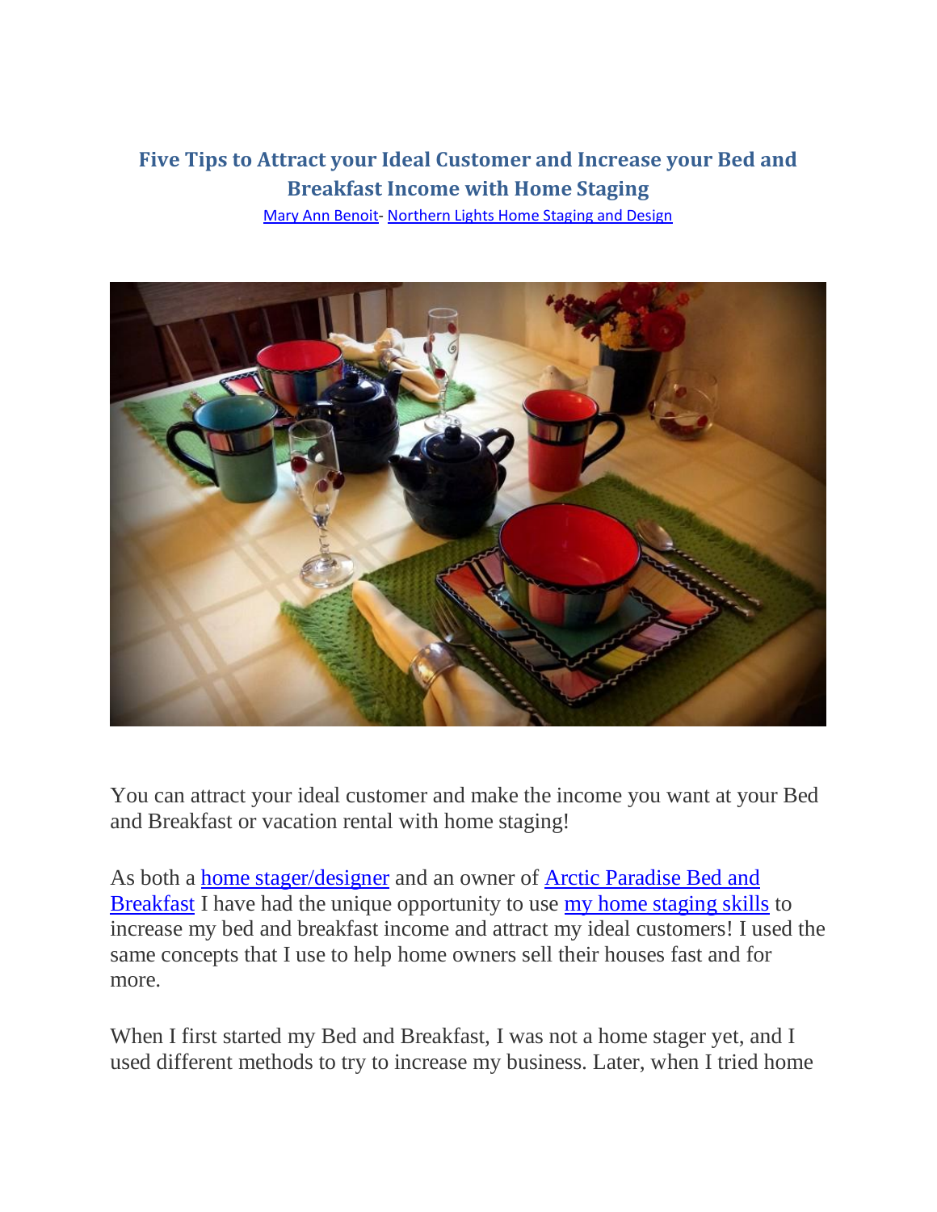# Five Tips to Attract your Ideal Customer and Increase your Bed and Breakfast Income with Home Staging

Mary Ann Benoit- Northern Lights Home Staging and Design

You can attract your ideal customer and make the income you want at your Bed and Breakfast or vacation rental with home staging!

As both a home stager/designer and an owner of Arctic Paradise Bed and Breakfast I have had the unique opportunity to use my home staging skills to increase my bed and breakfast income and attract my ideal customers! I used the same concepts that I use to help home owners sell their houses fast and for more.

When I first started my Bed and Breakfast, I was not a home stager yet, and I used different methods to try to increase my business. Later, when I tried home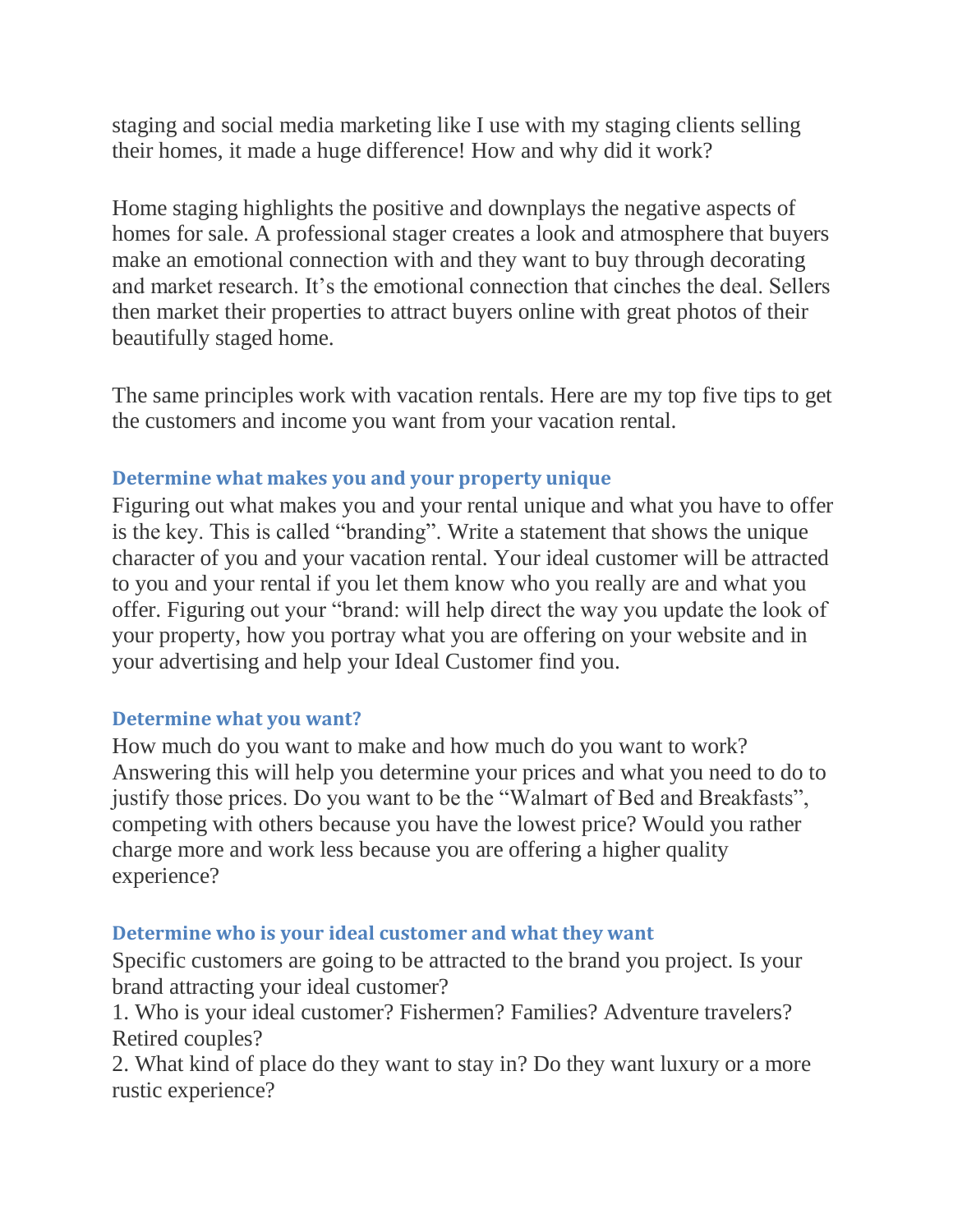staging and social media marketing like I use with my staging clients selling their homes, it made a huge difference! How and why did it work?

Home staging highlights the positive and downplays the negative aspects of homes for sale. A professional stager creates a look and atmosphere that buyers make an emotional connection with and they want to buy through decorating and market research. It's the emotional connection that cinches the deal. Sellers then market their properties to attract buyers online with great photos of their beautifully staged home.

The same principles work with vacation rentals. Here are my top five tips to get the customers and income you want from your vacation rental.

### Determine what makes you and your property unique

Figuring out what makes you and your rental unique and what you have to offer is the key. This is called "branding". Write a statement that shows the unique character of you and your vacation rental. Your ideal customer will be attracted to you and your rental if you let them know who you really are and what you offer. Figuring out your "brand: will help direct the way you update the look of your property, how you portray what you are offering on your website and in your advertising and help your Ideal Customer find you.

### Determine what you want?

How much do you want to make and how much do you want to work? Answering this will help you determine your prices and what you need to do to justify those prices. Do you want to be the "Walmart of Bed and Breakfasts", competing with others because you have the lowest price? Would you rather charge more and work less because you are offering a higher quality experience?

### Determine who is your ideal customer and what they want

Specific customers are going to be attracted to the brand you project. Is your brand attracting your ideal customer?

1. Who is your ideal customer? Fishermen? Families? Adventure travelers? Retired couples?
2. What kind of place do they want to stay in? Do they want luxury or a more rustic experience?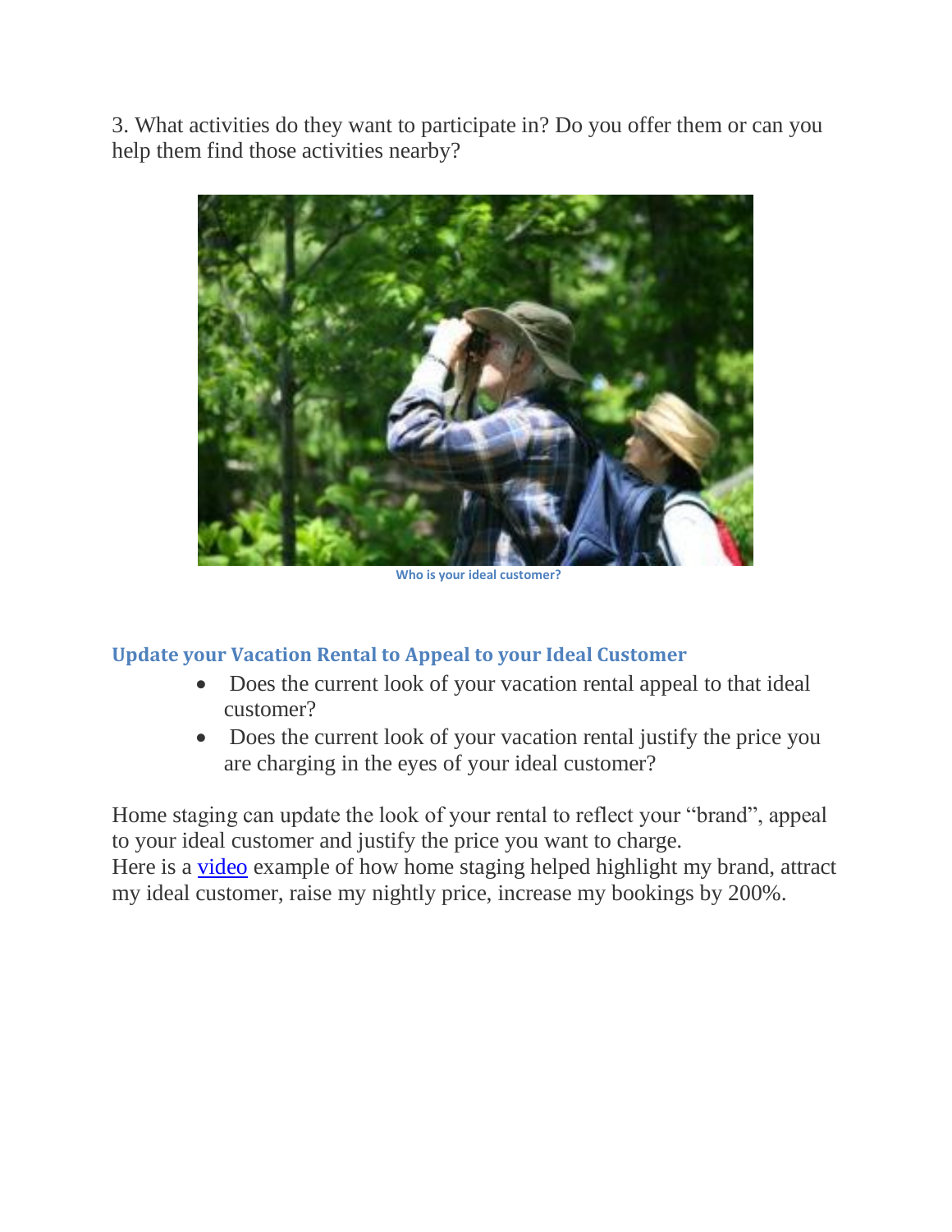3. What activities do they want to participate in? Do you offer them or can you help them find those activities nearby?

Who is your ideal customer?

## Update your Vacation Rental to Appeal to your Ideal Customer

- Does the current look of your vacation rental appeal to that ideal customer?
- Does the current look of your vacation rental justify the price you are charging in the eyes of your ideal customer?

Home staging can update the look of your rental to reflect your "brand", appeal to your ideal customer and justify the price you want to charge.
Here is a video example of how home staging helped highlight my brand, attract my ideal customer, raise my nightly price, increase my bookings by 200%.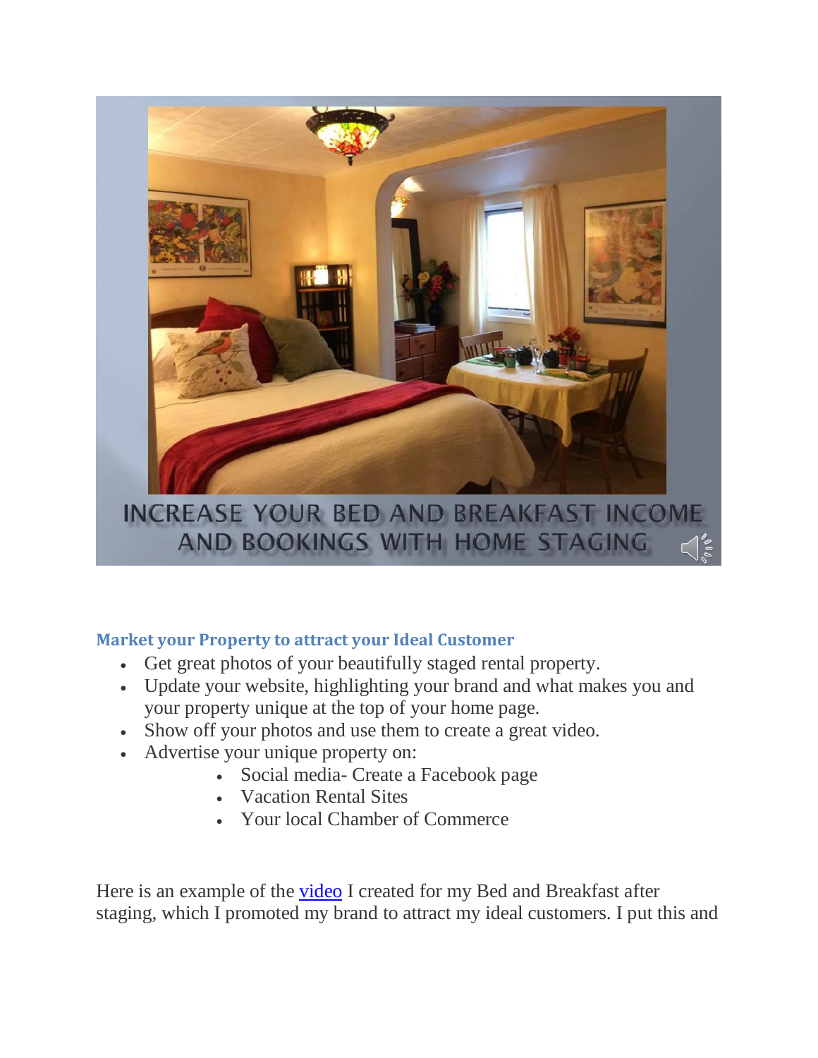## Market your Property to attract your Ideal Customer

- Get great photos of your beautifully staged rental property.
- Update your website, highlighting your brand and what makes you and your property unique at the top of your home page.
- Show off your photos and use them to create a great video.
- Advertise your unique property on:
  - Social media- Create a Facebook page
  - Vacation Rental Sites
  - Your local Chamber of Commerce

Here is an example of the video I created for my Bed and Breakfast after staging, which I promoted my brand to attract my ideal customers. I put this and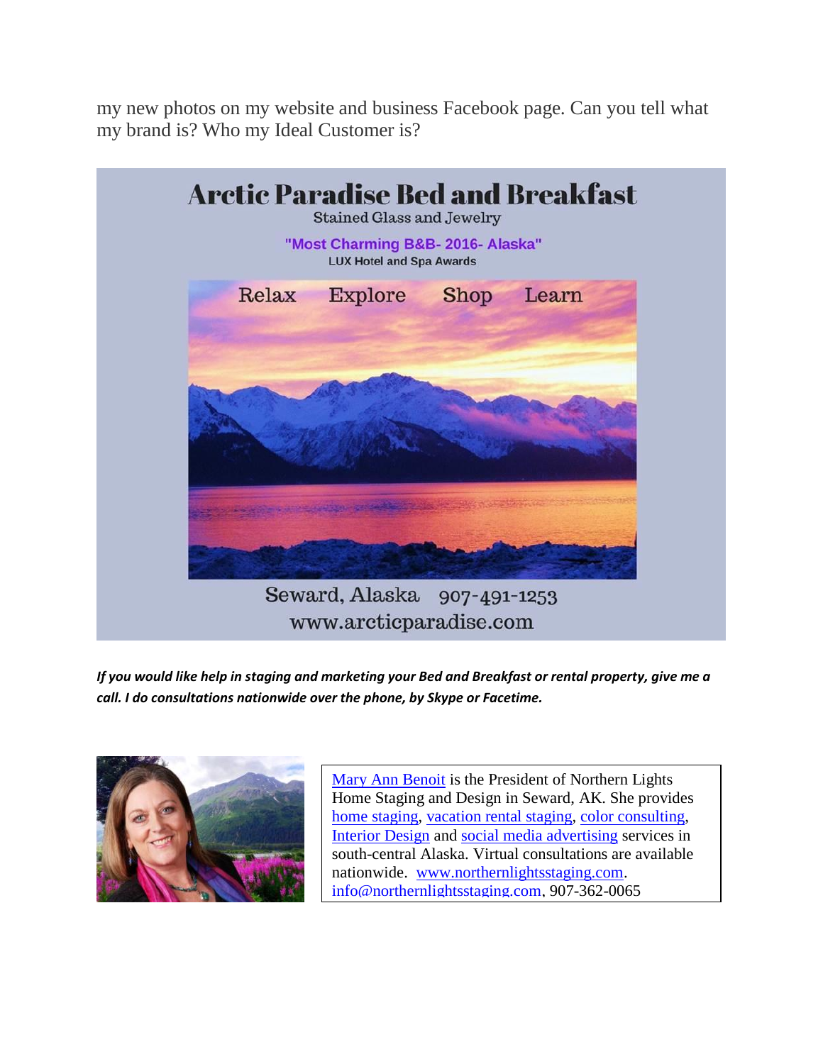my new photos on my website and business Facebook page. Can you tell what my brand is? Who my Ideal Customer is?

# Arctic Paradise Bed and Breakfast

Stained Glass and Jewelry

"Most Charming B&B- 2016- Alaska"

LUX Hotel and Spa Awards

Relax Explore Shop Learn

Seward, Alaska 907-491-1253

www.arcticparadise.com

***If you would like help in staging and marketing your Bed and Breakfast or rental property, give me a call. I do consultations nationwide over the phone, by Skype or Facetime.***

Mary Ann Benoit is the President of Northern Lights Home Staging and Design in Seward, AK. She provides home staging, vacation rental staging, color consulting, Interior Design and social media advertising services in south-central Alaska. Virtual consultations are available nationwide. www.northernlightsstaging.com. info@northernlightsstaging.com, 907-362-0065